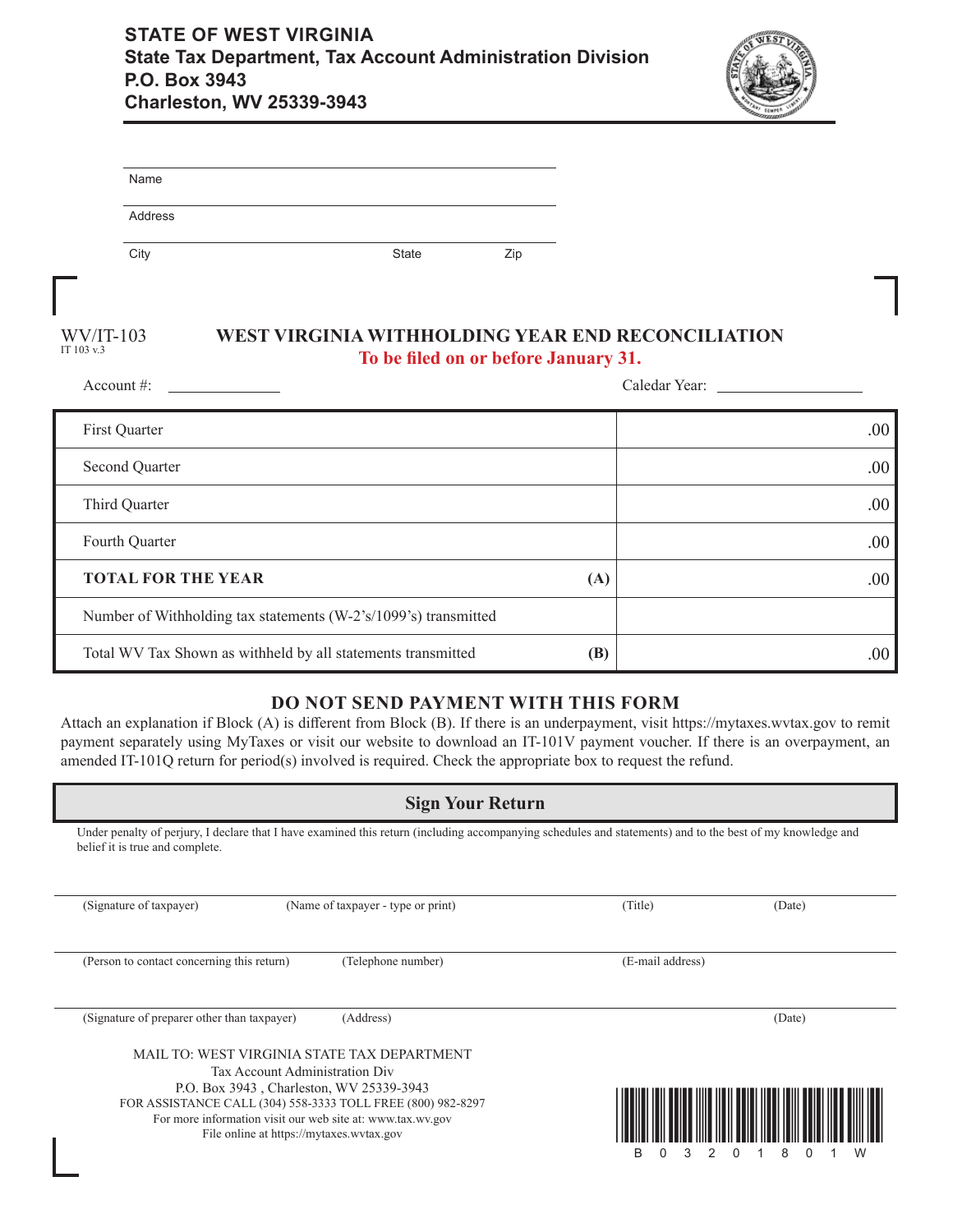**STATE OF WEST VIRGINIA**
**State Tax Department, Tax Account Administration Division**
**P.O. Box 3943**
**Charleston, WV 25339-3943**

Name

Address

City State Zip

WV/IT-103
IT 103 v.3

# WEST VIRGINIA WITHHOLDING YEAR END RECONCILIATION

**To be filed on or before January 31.**

Account #: ______________ Caledar Year: ____________________

| | | |
|---|---|---|
| First Quarter | | .00 |
| Second Quarter | | .00 |
| Third Quarter | | .00 |
| Fourth Quarter | | .00 |
| **TOTAL FOR THE YEAR** | **(A)** | .00 |
| Number of Withholding tax statements (W-2's/1099's) transmitted | | |
| Total WV Tax Shown as withheld by all statements transmitted | **(B)** | .00 |

## DO NOT SEND PAYMENT WITH THIS FORM

Attach an explanation if Block (A) is different from Block (B). If there is an underpayment, visit https://mytaxes.wvtax.gov to remit payment separately using MyTaxes or visit our website to download an IT-101V payment voucher. If there is an overpayment, an amended IT-101Q return for period(s) involved is required. Check the appropriate box to request the refund.

## Sign Your Return

Under penalty of perjury, I declare that I have examined this return (including accompanying schedules and statements) and to the best of my knowledge and belief it is true and complete.

(Signature of taxpayer) (Name of taxpayer - type or print) (Title) (Date)

(Person to contact concerning this return) (Telephone number) (E-mail address)

(Signature of preparer other than taxpayer) (Address) (Date)

MAIL TO: WEST VIRGINIA STATE TAX DEPARTMENT
Tax Account Administration Div
P.O. Box 3943 , Charleston, WV 25339-3943
FOR ASSISTANCE CALL (304) 558-3333 TOLL FREE (800) 982-8297
For more information visit our web site at: www.tax.wv.gov
File online at https://mytaxes.wvtax.gov

B 0 3 2 0 1 8 0 1 W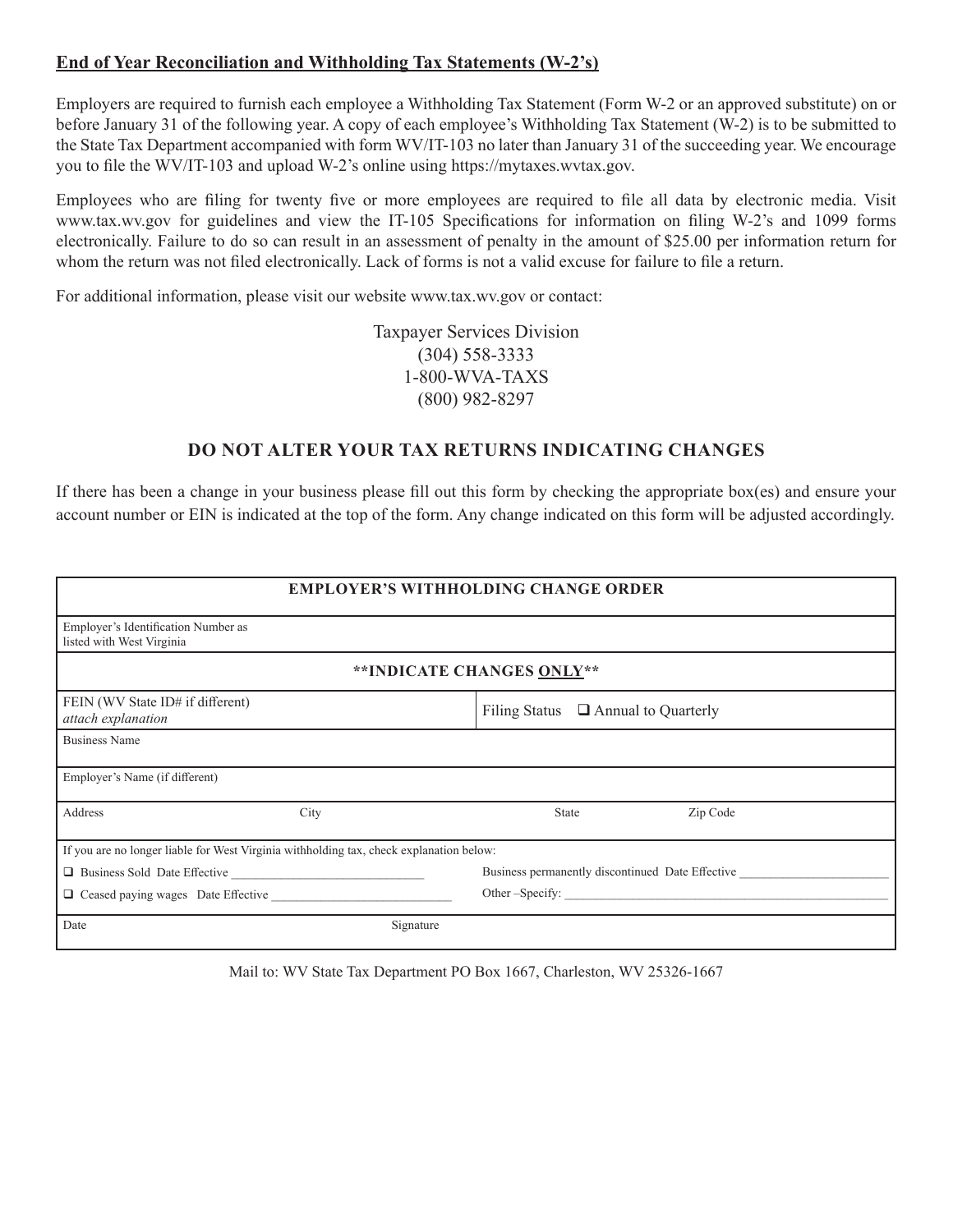## End of Year Reconciliation and Withholding Tax Statements (W-2's)

Employers are required to furnish each employee a Withholding Tax Statement (Form W-2 or an approved substitute) on or before January 31 of the following year. A copy of each employee's Withholding Tax Statement (W-2) is to be submitted to the State Tax Department accompanied with form WV/IT-103 no later than January 31 of the succeeding year. We encourage you to file the WV/IT-103 and upload W-2's online using https://mytaxes.wvtax.gov.

Employees who are filing for twenty five or more employees are required to file all data by electronic media. Visit www.tax.wv.gov for guidelines and view the IT-105 Specifications for information on filing W-2's and 1099 forms electronically. Failure to do so can result in an assessment of penalty in the amount of $25.00 per information return for whom the return was not filed electronically. Lack of forms is not a valid excuse for failure to file a return.

For additional information, please visit our website www.tax.wv.gov or contact:

Taxpayer Services Division
(304) 558-3333
1-800-WVA-TAXS
(800) 982-8297

### DO NOT ALTER YOUR TAX RETURNS INDICATING CHANGES

If there has been a change in your business please fill out this form by checking the appropriate box(es) and ensure your account number or EIN is indicated at the top of the form. Any change indicated on this form will be adjusted accordingly.

| EMPLOYER'S WITHHOLDING CHANGE ORDER | | | |
|---|---|---|---|
| Employer's Identification Number as listed with West Virginia | | | |
| **INDICATE CHANGES ONLY** | | | |
| FEIN (WV State ID# if different) *attach explanation* | | Filing Status ❑ Annual to Quarterly | |
| Business Name | | | |
| Employer's Name (if different) | | | |
| Address | City | State | Zip Code |
| If you are no longer liable for West Virginia withholding tax, check explanation below: | | | |
| ❑ Business Sold Date Effective ______________ | | Business permanently discontinued Date Effective ______________ | |
| ❑ Ceased paying wages Date Effective ______________ | | Other –Specify: ______________ | |
| Date | Signature | | |

Mail to: WV State Tax Department PO Box 1667, Charleston, WV 25326-1667